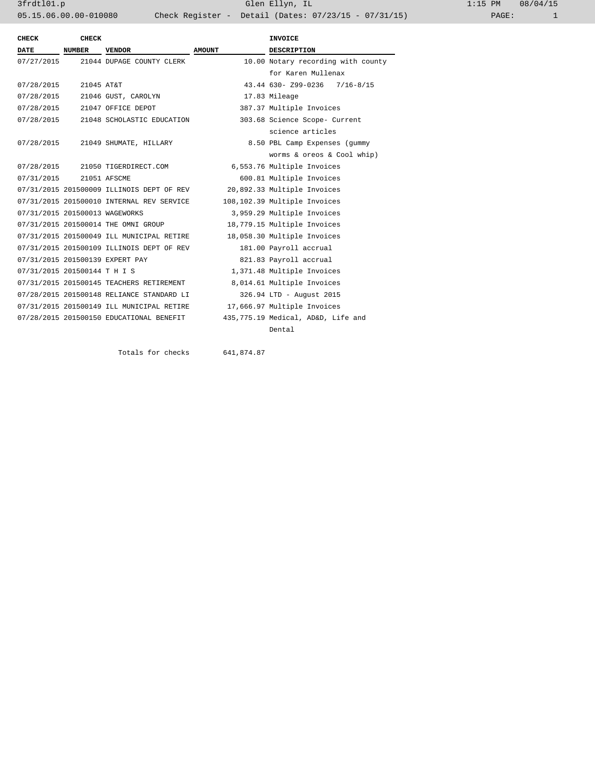3frdtl01.p Glen Ellyn, IL 1:15 PM 08/04/15

05.15.06.00.00-010080 Check Register - Detail (Dates: 07/23/15 - 07/31/15)

| CHECK DATE | CHECK NUMBER | VENDOR | AMOUNT | INVOICE DESCRIPTION |
|---|---|---|---|---|
| 07/27/2015 | 21044 | DUPAGE COUNTY CLERK | 10.00 | Notary recording with county for Karen Mullenax |
| 07/28/2015 | 21045 | AT&T | 43.44 | 630- Z99-0236 7/16-8/15 |
| 07/28/2015 | 21046 | GUST, CAROLYN | 17.83 | Mileage |
| 07/28/2015 | 21047 | OFFICE DEPOT | 387.37 | Multiple Invoices |
| 07/28/2015 | 21048 | SCHOLASTIC EDUCATION | 303.68 | Science Scope- Current science articles |
| 07/28/2015 | 21049 | SHUMATE, HILLARY | 8.50 | PBL Camp Expenses (gummy worms & oreos & Cool whip) |
| 07/28/2015 | 21050 | TIGERDIRECT.COM | 6,553.76 | Multiple Invoices |
| 07/31/2015 | 21051 | AFSCME | 600.81 | Multiple Invoices |
| 07/31/2015 | 201500009 | ILLINOIS DEPT OF REV | 20,892.33 | Multiple Invoices |
| 07/31/2015 | 201500010 | INTERNAL REV SERVICE | 108,102.39 | Multiple Invoices |
| 07/31/2015 | 201500013 | WAGEWORKS | 3,959.29 | Multiple Invoices |
| 07/31/2015 | 201500014 | THE OMNI GROUP | 18,779.15 | Multiple Invoices |
| 07/31/2015 | 201500049 | ILL MUNICIPAL RETIRE | 18,058.30 | Multiple Invoices |
| 07/31/2015 | 201500109 | ILLINOIS DEPT OF REV | 181.00 | Payroll accrual |
| 07/31/2015 | 201500139 | EXPERT PAY | 821.83 | Payroll accrual |
| 07/31/2015 | 201500144 | T H I S | 1,371.48 | Multiple Invoices |
| 07/31/2015 | 201500145 | TEACHERS RETIREMENT | 8,014.61 | Multiple Invoices |
| 07/28/2015 | 201500148 | RELIANCE STANDARD LI | 326.94 | LTD - August 2015 |
| 07/31/2015 | 201500149 | ILL MUNICIPAL RETIRE | 17,666.97 | Multiple Invoices |
| 07/28/2015 | 201500150 | EDUCATIONAL BENEFIT | 435,775.19 | Medical, AD&D, Life and Dental |
| | | Totals for checks | 641,874.87 | |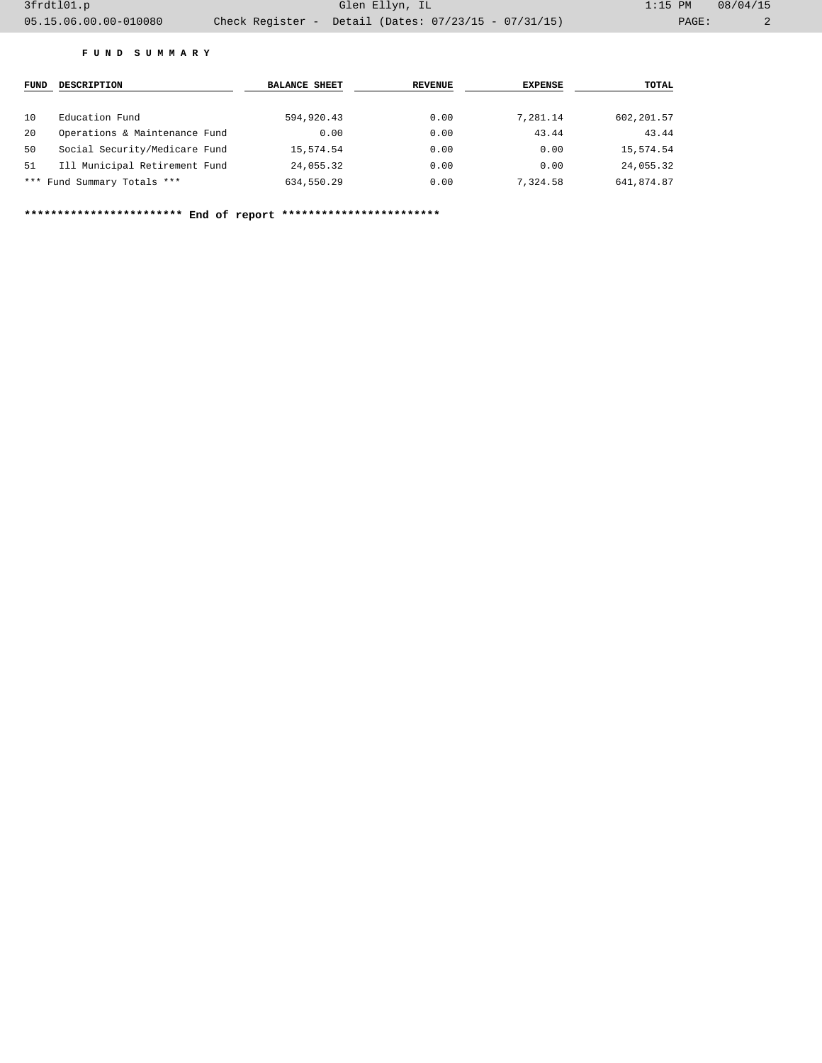**F U N D   S U M M A R Y**

| FUND | DESCRIPTION | BALANCE SHEET | REVENUE | EXPENSE | TOTAL |
|---|---|---|---|---|---|
| 10 | Education Fund | 594,920.43 | 0.00 | 7,281.14 | 602,201.57 |
| 20 | Operations & Maintenance Fund | 0.00 | 0.00 | 43.44 | 43.44 |
| 50 | Social Security/Medicare Fund | 15,574.54 | 0.00 | 0.00 | 15,574.54 |
| 51 | Ill Municipal Retirement Fund | 24,055.32 | 0.00 | 0.00 | 24,055.32 |
| *** Fund Summary Totals *** | | 634,550.29 | 0.00 | 7,324.58 | 641,874.87 |

************************ **End of report** ************************